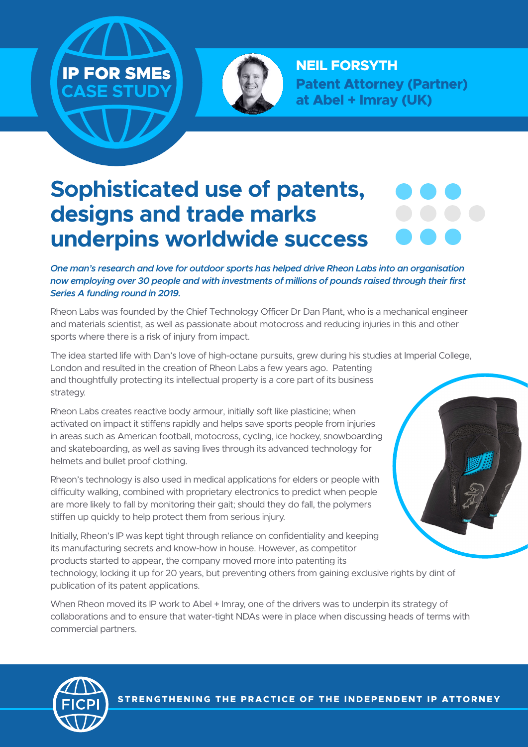**IP FOR SMEs CASE STUDY**

**NEIL FORSYTH**
**Patent Attorney (Partner) at Abel + Imray (UK)**

# Sophisticated use of patents, designs and trade marks underpins worldwide success

***One man's research and love for outdoor sports has helped drive Rheon Labs into an organisation now employing over 30 people and with investments of millions of pounds raised through their first Series A funding round in 2019.***

Rheon Labs was founded by the Chief Technology Officer Dr Dan Plant, who is a mechanical engineer and materials scientist, as well as passionate about motocross and reducing injuries in this and other sports where there is a risk of injury from impact.

The idea started life with Dan's love of high-octane pursuits, grew during his studies at Imperial College, London and resulted in the creation of Rheon Labs a few years ago. Patenting and thoughtfully protecting its intellectual property is a core part of its business strategy.

Rheon Labs creates reactive body armour, initially soft like plasticine; when activated on impact it stiffens rapidly and helps save sports people from injuries in areas such as American football, motocross, cycling, ice hockey, snowboarding and skateboarding, as well as saving lives through its advanced technology for helmets and bullet proof clothing.

Rheon's technology is also used in medical applications for elders or people with difficulty walking, combined with proprietary electronics to predict when people are more likely to fall by monitoring their gait; should they do fall, the polymers stiffen up quickly to help protect them from serious injury.

Initially, Rheon's IP was kept tight through reliance on confidentiality and keeping its manufacturing secrets and know-how in house. However, as competitor products started to appear, the company moved more into patenting its technology, locking it up for 20 years, but preventing others from gaining exclusive rights by dint of publication of its patent applications.

When Rheon moved its IP work to Abel + Imray, one of the drivers was to underpin its strategy of collaborations and to ensure that water-tight NDAs were in place when discussing heads of terms with commercial partners.

**STRENGTHENING THE PRACTICE OF THE INDEPENDENT IP ATTORNEY**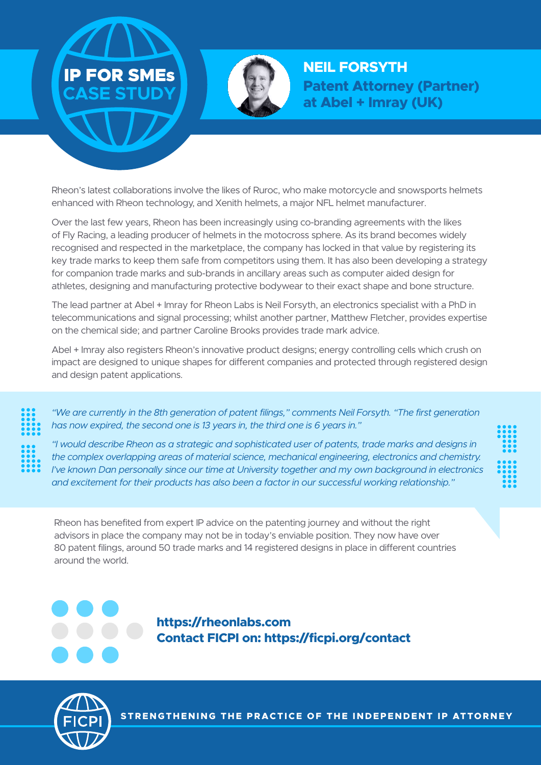# IP FOR SMEs CASE STUDY

## NEIL FORSYTH
**Patent Attorney (Partner) at Abel + Imray (UK)**

Rheon's latest collaborations involve the likes of Ruroc, who make motorcycle and snowsports helmets enhanced with Rheon technology, and Xenith helmets, a major NFL helmet manufacturer.

Over the last few years, Rheon has been increasingly using co-branding agreements with the likes of Fly Racing, a leading producer of helmets in the motocross sphere. As its brand becomes widely recognised and respected in the marketplace, the company has locked in that value by registering its key trade marks to keep them safe from competitors using them. It has also been developing a strategy for companion trade marks and sub-brands in ancillary areas such as computer aided design for athletes, designing and manufacturing protective bodywear to their exact shape and bone structure.

The lead partner at Abel + Imray for Rheon Labs is Neil Forsyth, an electronics specialist with a PhD in telecommunications and signal processing; whilst another partner, Matthew Fletcher, provides expertise on the chemical side; and partner Caroline Brooks provides trade mark advice.

Abel + Imray also registers Rheon's innovative product designs; energy controlling cells which crush on impact are designed to unique shapes for different companies and protected through registered design and design patent applications.

*"We are currently in the 8th generation of patent filings," comments Neil Forsyth. "The first generation has now expired, the second one is 13 years in, the third one is 6 years in."*

*"I would describe Rheon as a strategic and sophisticated user of patents, trade marks and designs in the complex overlapping areas of material science, mechanical engineering, electronics and chemistry. I've known Dan personally since our time at University together and my own background in electronics and excitement for their products has also been a factor in our successful working relationship."*

Rheon has benefited from expert IP advice on the patenting journey and without the right advisors in place the company may not be in today's enviable position. They now have over 80 patent filings, around 50 trade marks and 14 registered designs in place in different countries around the world.

**https://rheonlabs.com**
**Contact FICPI on: https://ficpi.org/contact**

FICPI — STRENGTHENING THE PRACTICE OF THE INDEPENDENT IP ATTORNEY